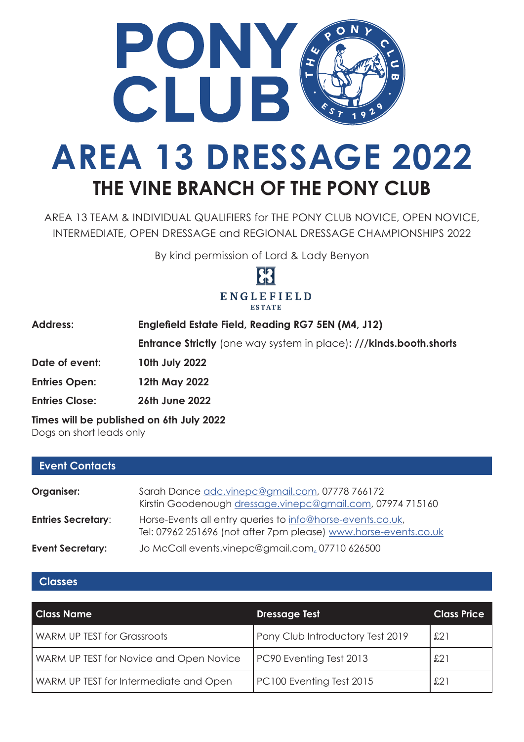# PONY CLUB

# AREA 13 DRESSAGE 2022

## THE VINE BRANCH OF THE PONY CLUB

AREA 13 TEAM & INDIVIDUAL QUALIFIERS for THE PONY CLUB NOVICE, OPEN NOVICE, INTERMEDIATE, OPEN DRESSAGE and REGIONAL DRESSAGE CHAMPIONSHIPS 2022

By kind permission of Lord & Lady Benyon

ENGLEFIELD ESTATE

**Address:** **Englefield Estate Field, Reading RG7 5EN (M4, J12)**

**Entrance Strictly** (one way system in place)**: ///kinds.booth.shorts**

**Date of event:** **10th July 2022**

**Entries Open:** **12th May 2022**

**Entries Close:** **26th June 2022**

**Times will be published on 6th July 2022**

Dogs on short leads only

## Event Contacts

**Organiser:** Sarah Dance adc.vinepc@gmail.com, 07778 766172
Kirstin Goodenough dressage.vinepc@gmail.com, 07974 715160

**Entries Secretary**: Horse-Events all entry queries to info@horse-events.co.uk,
Tel: 07962 251696 (not after 7pm please) www.horse-events.co.uk

**Event Secretary:** Jo McCall events.vinepc@gmail.com, 07710 626500

## Classes

| Class Name | Dressage Test | Class Price |
|---|---|---|
| WARM UP TEST for Grassroots | Pony Club Introductory Test 2019 | £21 |
| WARM UP TEST for Novice and Open Novice | PC90 Eventing Test 2013 | £21 |
| WARM UP TEST for Intermediate and Open | PC100 Eventing Test 2015 | £21 |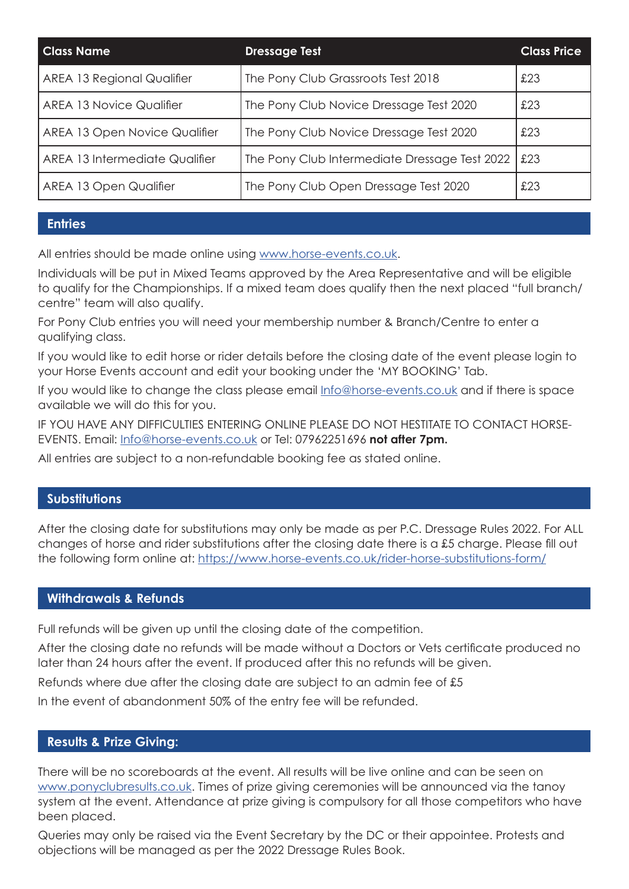| Class Name | Dressage Test | Class Price |
|---|---|---|
| AREA 13 Regional Qualifier | The Pony Club Grassroots Test 2018 | £23 |
| AREA 13 Novice Qualifier | The Pony Club Novice Dressage Test 2020 | £23 |
| AREA 13 Open Novice Qualifier | The Pony Club Novice Dressage Test 2020 | £23 |
| AREA 13 Intermediate Qualifier | The Pony Club Intermediate Dressage Test 2022 | £23 |
| AREA 13 Open Qualifier | The Pony Club Open Dressage Test 2020 | £23 |

## Entries

All entries should be made online using www.horse-events.co.uk.

Individuals will be put in Mixed Teams approved by the Area Representative and will be eligible to qualify for the Championships. If a mixed team does qualify then the next placed "full branch/centre" team will also qualify.

For Pony Club entries you will need your membership number & Branch/Centre to enter a qualifying class.

If you would like to edit horse or rider details before the closing date of the event please login to your Horse Events account and edit your booking under the 'MY BOOKING' Tab.

If you would like to change the class please email Info@horse-events.co.uk and if there is space available we will do this for you.

IF YOU HAVE ANY DIFFICULTIES ENTERING ONLINE PLEASE DO NOT HESTITATE TO CONTACT HORSE-EVENTS. Email: Info@horse-events.co.uk or Tel: 07962251696 **not after 7pm.**

All entries are subject to a non-refundable booking fee as stated online.

## Substitutions

After the closing date for substitutions may only be made as per P.C. Dressage Rules 2022. For ALL changes of horse and rider substitutions after the closing date there is a £5 charge. Please fill out the following form online at: https://www.horse-events.co.uk/rider-horse-substitutions-form/

## Withdrawals & Refunds

Full refunds will be given up until the closing date of the competition.

After the closing date no refunds will be made without a Doctors or Vets certificate produced no later than 24 hours after the event. If produced after this no refunds will be given.

Refunds where due after the closing date are subject to an admin fee of £5

In the event of abandonment 50% of the entry fee will be refunded.

## Results & Prize Giving:

There will be no scoreboards at the event. All results will be live online and can be seen on www.ponyclubresults.co.uk. Times of prize giving ceremonies will be announced via the tanoy system at the event. Attendance at prize giving is compulsory for all those competitors who have been placed.

Queries may only be raised via the Event Secretary by the DC or their appointee. Protests and objections will be managed as per the 2022 Dressage Rules Book.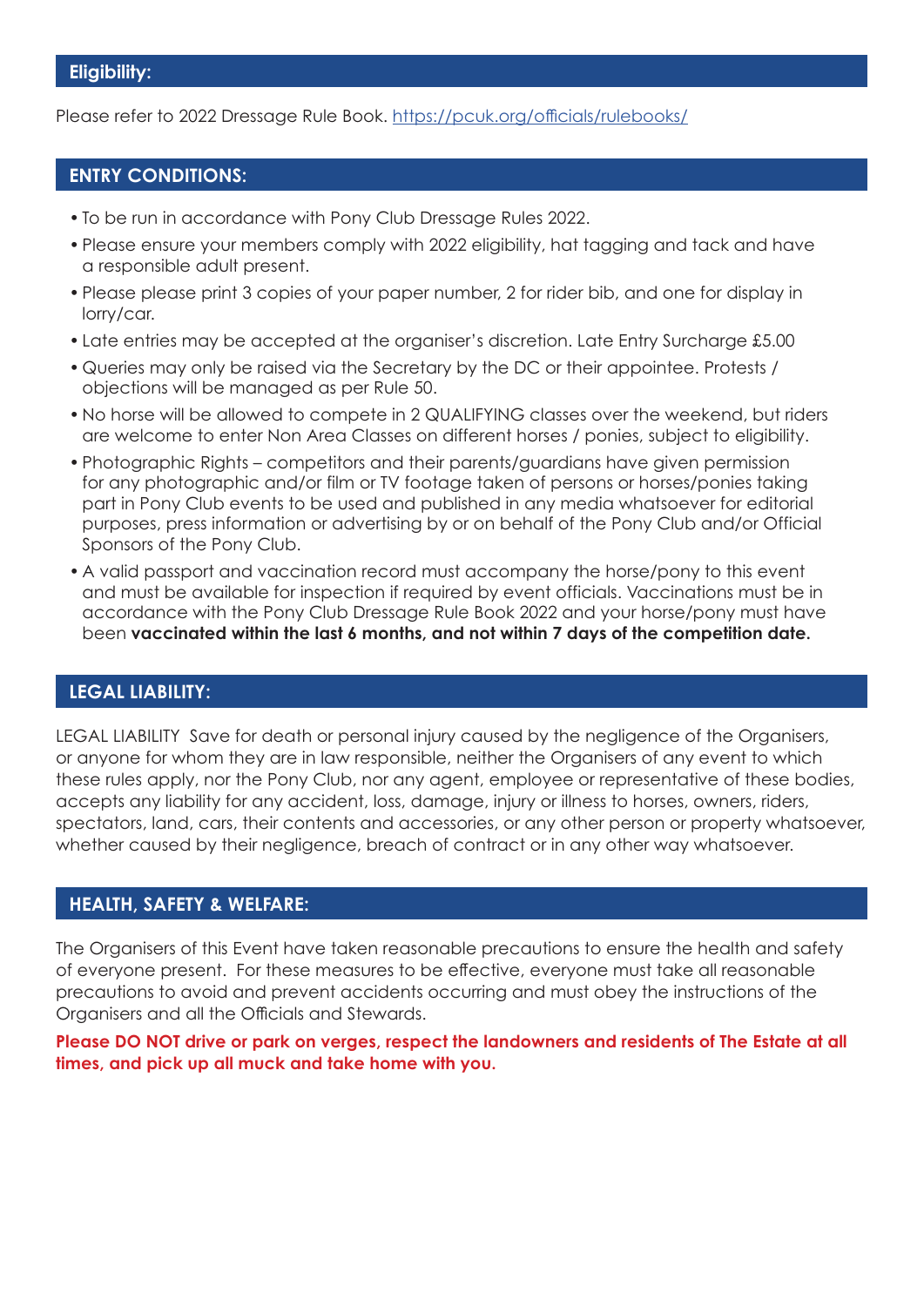## Eligibility:

Please refer to 2022 Dressage Rule Book. [https://pcuk.org/officials/rulebooks/](https://pcuk.org/officials/rulebooks/)

## ENTRY CONDITIONS:

- To be run in accordance with Pony Club Dressage Rules 2022.
- Please ensure your members comply with 2022 eligibility, hat tagging and tack and have a responsible adult present.
- Please please print 3 copies of your paper number, 2 for rider bib, and one for display in lorry/car.
- Late entries may be accepted at the organiser's discretion. Late Entry Surcharge £5.00
- Queries may only be raised via the Secretary by the DC or their appointee. Protests / objections will be managed as per Rule 50.
- No horse will be allowed to compete in 2 QUALIFYING classes over the weekend, but riders are welcome to enter Non Area Classes on different horses / ponies, subject to eligibility.
- Photographic Rights – competitors and their parents/guardians have given permission for any photographic and/or film or TV footage taken of persons or horses/ponies taking part in Pony Club events to be used and published in any media whatsoever for editorial purposes, press information or advertising by or on behalf of the Pony Club and/or Official Sponsors of the Pony Club.
- A valid passport and vaccination record must accompany the horse/pony to this event and must be available for inspection if required by event officials. Vaccinations must be in accordance with the Pony Club Dressage Rule Book 2022 and your horse/pony must have been **vaccinated within the last 6 months, and not within 7 days of the competition date.**

## LEGAL LIABILITY:

LEGAL LIABILITY Save for death or personal injury caused by the negligence of the Organisers, or anyone for whom they are in law responsible, neither the Organisers of any event to which these rules apply, nor the Pony Club, nor any agent, employee or representative of these bodies, accepts any liability for any accident, loss, damage, injury or illness to horses, owners, riders, spectators, land, cars, their contents and accessories, or any other person or property whatsoever, whether caused by their negligence, breach of contract or in any other way whatsoever.

## HEALTH, SAFETY & WELFARE:

The Organisers of this Event have taken reasonable precautions to ensure the health and safety of everyone present. For these measures to be effective, everyone must take all reasonable precautions to avoid and prevent accidents occurring and must obey the instructions of the Organisers and all the Officials and Stewards.

**Please DO NOT drive or park on verges, respect the landowners and residents of The Estate at all times, and pick up all muck and take home with you.**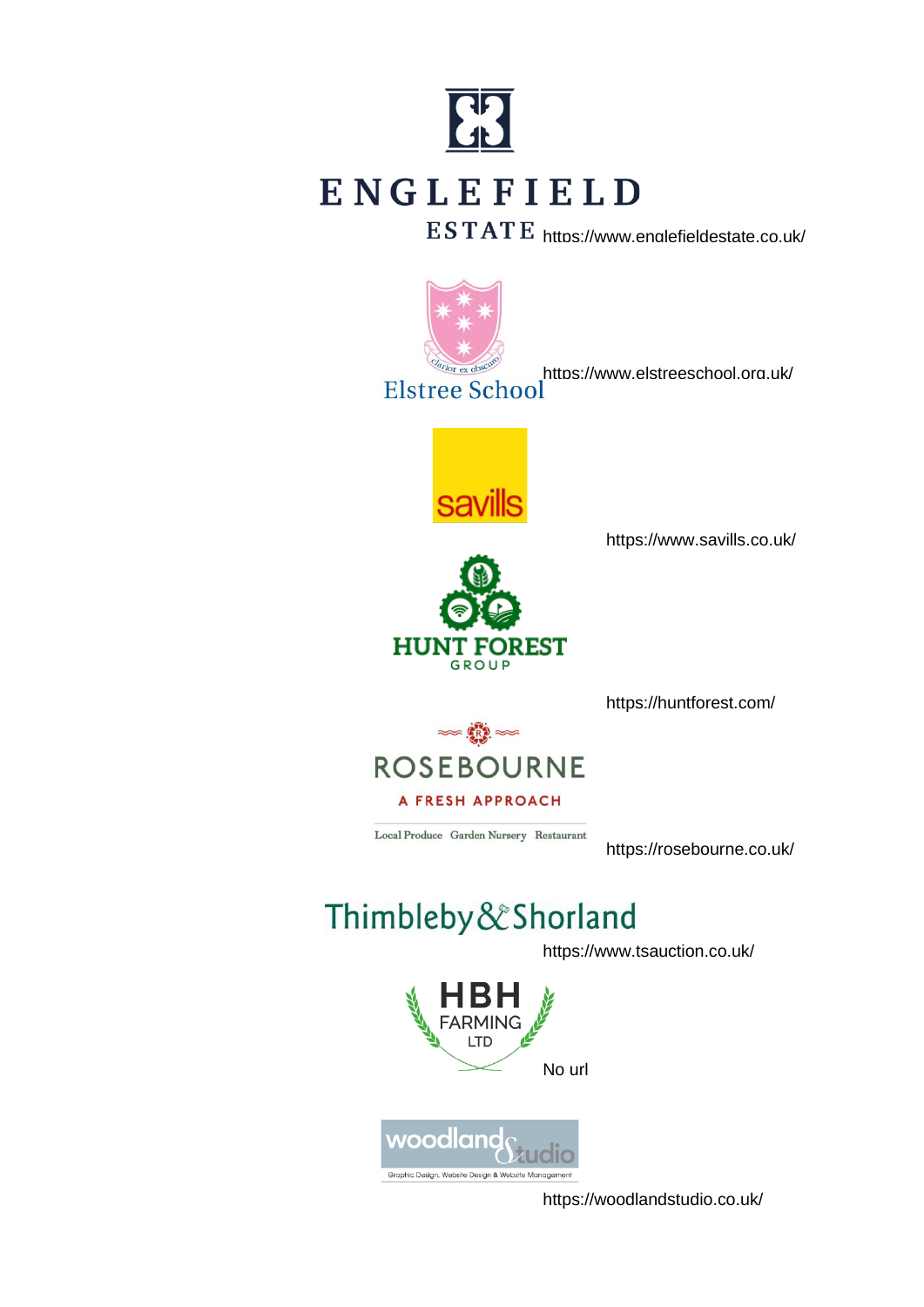ENGLEFIELD

ESTATE https://www.englefieldestate.co.uk/

clarior ex obscuro

Elstree School https://www.elstreeschool.org.uk/

savills

https://www.savills.co.uk/

HUNT FOREST

GROUP

https://huntforest.com/

ROSEBOURNE

A FRESH APPROACH

Local Produce Garden Nursery Restaurant

https://rosebourne.co.uk/

Thimbleby & Shorland

https://www.tsauction.co.uk/

HBH

FARMING

LTD

No url

woodlandstudio

Graphic Design, Website Design & Website Management

https://woodlandstudio.co.uk/